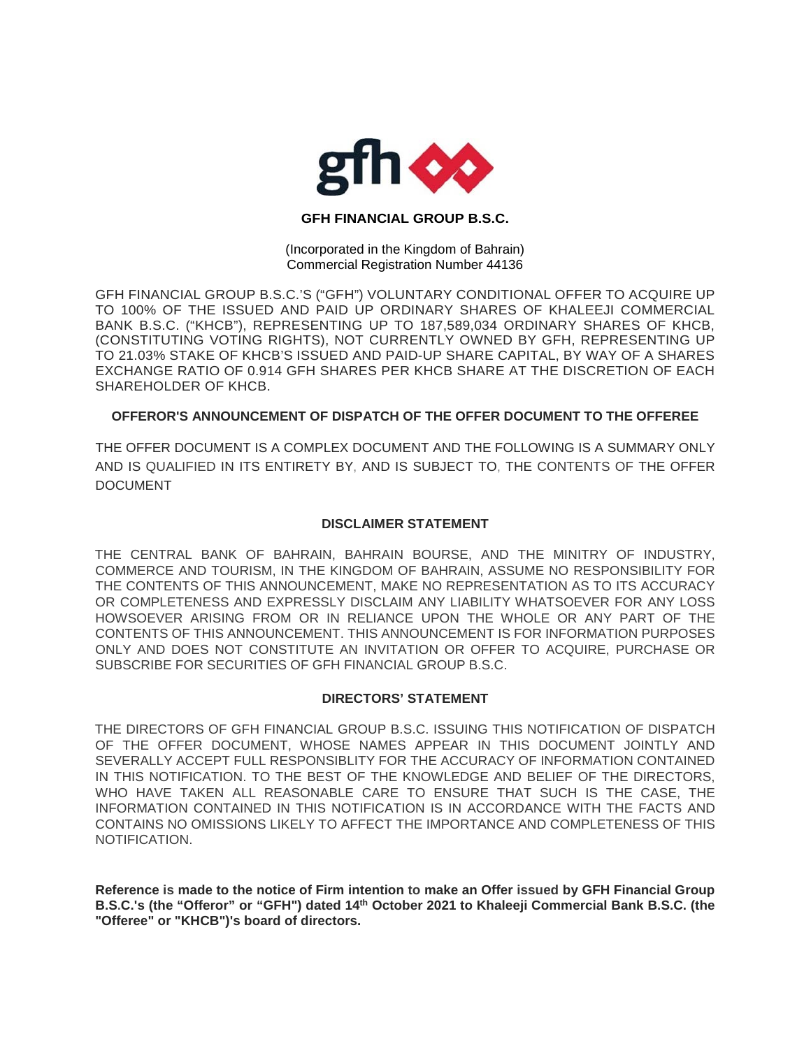**GFH FINANCIAL GROUP B.S.C.**

(Incorporated in the Kingdom of Bahrain)
Commercial Registration Number 44136

GFH FINANCIAL GROUP B.S.C.'S ("GFH") VOLUNTARY CONDITIONAL OFFER TO ACQUIRE UP TO 100% OF THE ISSUED AND PAID UP ORDINARY SHARES OF KHALEEJI COMMERCIAL BANK B.S.C. ("KHCB"), REPRESENTING UP TO 187,589,034 ORDINARY SHARES OF KHCB, (CONSTITUTING VOTING RIGHTS), NOT CURRENTLY OWNED BY GFH, REPRESENTING UP TO 21.03% STAKE OF KHCB'S ISSUED AND PAID-UP SHARE CAPITAL, BY WAY OF A SHARES EXCHANGE RATIO OF 0.914 GFH SHARES PER KHCB SHARE AT THE DISCRETION OF EACH SHAREHOLDER OF KHCB.

**OFFEROR'S ANNOUNCEMENT OF DISPATCH OF THE OFFER DOCUMENT TO THE OFFEREE**

THE OFFER DOCUMENT IS A COMPLEX DOCUMENT AND THE FOLLOWING IS A SUMMARY ONLY AND IS QUALIFIED IN ITS ENTIRETY BY, AND IS SUBJECT TO, THE CONTENTS OF THE OFFER DOCUMENT

**DISCLAIMER STATEMENT**

THE CENTRAL BANK OF BAHRAIN, BAHRAIN BOURSE, AND THE MINITRY OF INDUSTRY, COMMERCE AND TOURISM, IN THE KINGDOM OF BAHRAIN, ASSUME NO RESPONSIBILITY FOR THE CONTENTS OF THIS ANNOUNCEMENT, MAKE NO REPRESENTATION AS TO ITS ACCURACY OR COMPLETENESS AND EXPRESSLY DISCLAIM ANY LIABILITY WHATSOEVER FOR ANY LOSS HOWSOEVER ARISING FROM OR IN RELIANCE UPON THE WHOLE OR ANY PART OF THE CONTENTS OF THIS ANNOUNCEMENT. THIS ANNOUNCEMENT IS FOR INFORMATION PURPOSES ONLY AND DOES NOT CONSTITUTE AN INVITATION OR OFFER TO ACQUIRE, PURCHASE OR SUBSCRIBE FOR SECURITIES OF GFH FINANCIAL GROUP B.S.C.

**DIRECTORS' STATEMENT**

THE DIRECTORS OF GFH FINANCIAL GROUP B.S.C. ISSUING THIS NOTIFICATION OF DISPATCH OF THE OFFER DOCUMENT, WHOSE NAMES APPEAR IN THIS DOCUMENT JOINTLY AND SEVERALLY ACCEPT FULL RESPONSIBLITY FOR THE ACCURACY OF INFORMATION CONTAINED IN THIS NOTIFICATION. TO THE BEST OF THE KNOWLEDGE AND BELIEF OF THE DIRECTORS, WHO HAVE TAKEN ALL REASONABLE CARE TO ENSURE THAT SUCH IS THE CASE, THE INFORMATION CONTAINED IN THIS NOTIFICATION IS IN ACCORDANCE WITH THE FACTS AND CONTAINS NO OMISSIONS LIKELY TO AFFECT THE IMPORTANCE AND COMPLETENESS OF THIS NOTIFICATION.

**Reference is made to the notice of Firm intention to make an Offer issued by GFH Financial Group B.S.C.'s (the "Offeror" or "GFH") dated 14th October 2021 to Khaleeji Commercial Bank B.S.C. (the "Offeree" or "KHCB")'s board of directors.**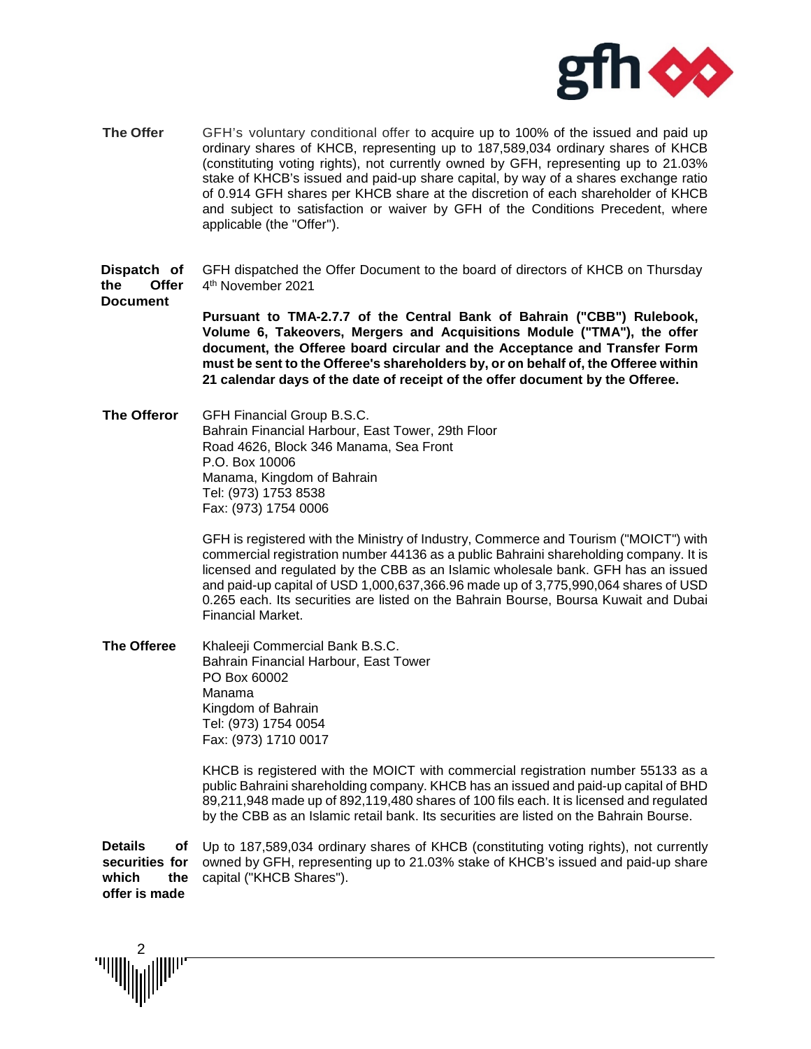**The Offer**

GFH's voluntary conditional offer to acquire up to 100% of the issued and paid up ordinary shares of KHCB, representing up to 187,589,034 ordinary shares of KHCB (constituting voting rights), not currently owned by GFH, representing up to 21.03% stake of KHCB's issued and paid-up share capital, by way of a shares exchange ratio of 0.914 GFH shares per KHCB share at the discretion of each shareholder of KHCB and subject to satisfaction or waiver by GFH of the Conditions Precedent, where applicable (the "Offer").

**Dispatch of the Offer Document**

GFH dispatched the Offer Document to the board of directors of KHCB on Thursday 4th November 2021

**Pursuant to TMA-2.7.7 of the Central Bank of Bahrain ("CBB") Rulebook, Volume 6, Takeovers, Mergers and Acquisitions Module ("TMA"), the offer document, the Offeree board circular and the Acceptance and Transfer Form must be sent to the Offeree's shareholders by, or on behalf of, the Offeree within 21 calendar days of the date of receipt of the offer document by the Offeree.**

**The Offeror**

GFH Financial Group B.S.C.
Bahrain Financial Harbour, East Tower, 29th Floor
Road 4626, Block 346 Manama, Sea Front
P.O. Box 10006
Manama, Kingdom of Bahrain
Tel: (973) 1753 8538
Fax: (973) 1754 0006

GFH is registered with the Ministry of Industry, Commerce and Tourism ("MOICT") with commercial registration number 44136 as a public Bahraini shareholding company. It is licensed and regulated by the CBB as an Islamic wholesale bank. GFH has an issued and paid-up capital of USD 1,000,637,366.96 made up of 3,775,990,064 shares of USD 0.265 each. Its securities are listed on the Bahrain Bourse, Boursa Kuwait and Dubai Financial Market.

**The Offeree**

Khaleeji Commercial Bank B.S.C.
Bahrain Financial Harbour, East Tower
PO Box 60002
Manama
Kingdom of Bahrain
Tel: (973) 1754 0054
Fax: (973) 1710 0017

KHCB is registered with the MOICT with commercial registration number 55133 as a public Bahraini shareholding company. KHCB has an issued and paid-up capital of BHD 89,211,948 made up of 892,119,480 shares of 100 fils each. It is licensed and regulated by the CBB as an Islamic retail bank. Its securities are listed on the Bahrain Bourse.

**Details of securities for which the offer is made**

Up to 187,589,034 ordinary shares of KHCB (constituting voting rights), not currently owned by GFH, representing up to 21.03% stake of KHCB's issued and paid-up share capital ("KHCB Shares").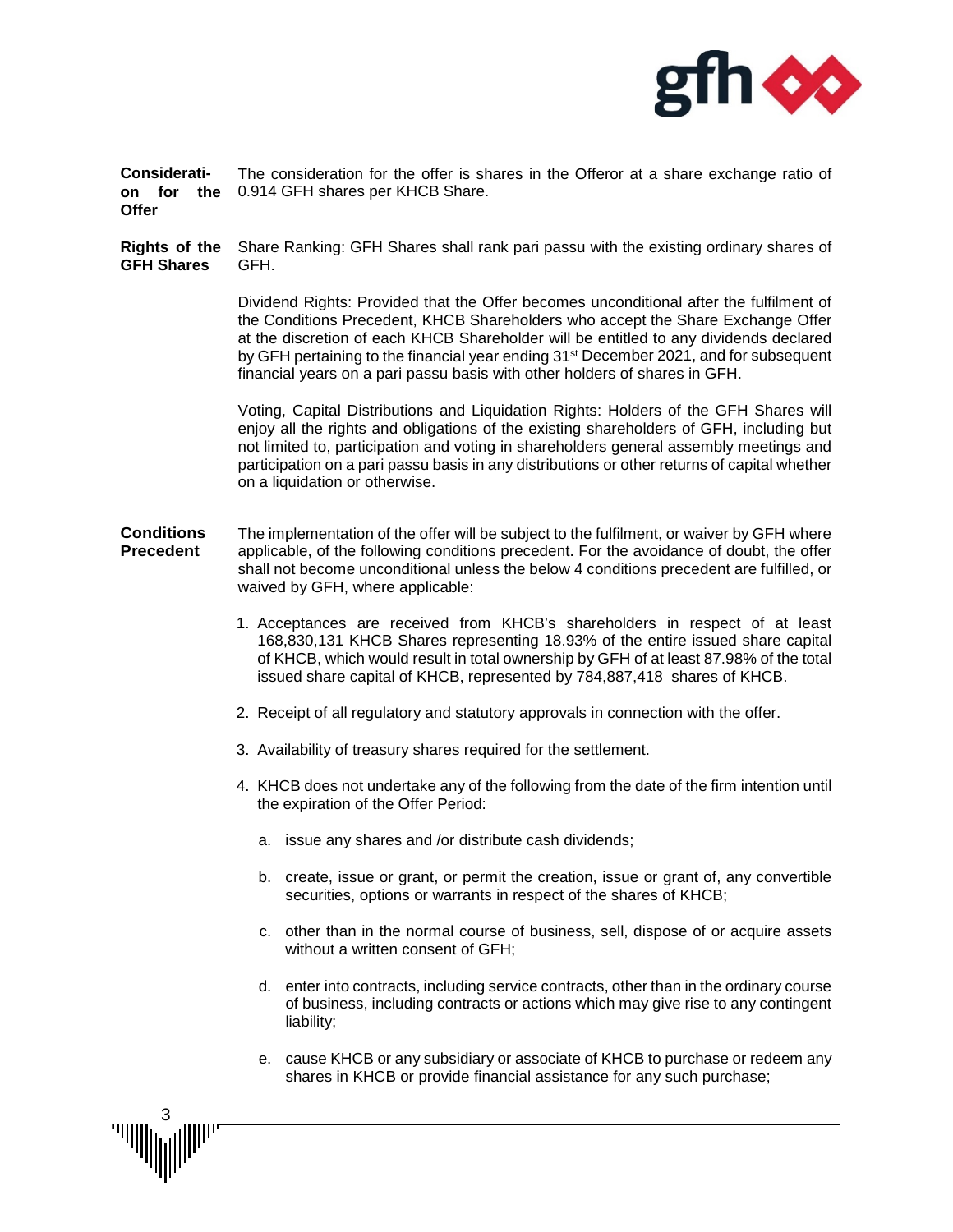**Consideration for the Offer**

The consideration for the offer is shares in the Offeror at a share exchange ratio of 0.914 GFH shares per KHCB Share.

**Rights of the GFH Shares**

Share Ranking: GFH Shares shall rank pari passu with the existing ordinary shares of GFH.

Dividend Rights: Provided that the Offer becomes unconditional after the fulfilment of the Conditions Precedent, KHCB Shareholders who accept the Share Exchange Offer at the discretion of each KHCB Shareholder will be entitled to any dividends declared by GFH pertaining to the financial year ending 31st December 2021, and for subsequent financial years on a pari passu basis with other holders of shares in GFH.

Voting, Capital Distributions and Liquidation Rights: Holders of the GFH Shares will enjoy all the rights and obligations of the existing shareholders of GFH, including but not limited to, participation and voting in shareholders general assembly meetings and participation on a pari passu basis in any distributions or other returns of capital whether on a liquidation or otherwise.

**Conditions Precedent**

The implementation of the offer will be subject to the fulfilment, or waiver by GFH where applicable, of the following conditions precedent. For the avoidance of doubt, the offer shall not become unconditional unless the below 4 conditions precedent are fulfilled, or waived by GFH, where applicable:

1. Acceptances are received from KHCB's shareholders in respect of at least 168,830,131 KHCB Shares representing 18.93% of the entire issued share capital of KHCB, which would result in total ownership by GFH of at least 87.98% of the total issued share capital of KHCB, represented by 784,887,418 shares of KHCB.
2. Receipt of all regulatory and statutory approvals in connection with the offer.
3. Availability of treasury shares required for the settlement.
4. KHCB does not undertake any of the following from the date of the firm intention until the expiration of the Offer Period:
   a. issue any shares and /or distribute cash dividends;
   b. create, issue or grant, or permit the creation, issue or grant of, any convertible securities, options or warrants in respect of the shares of KHCB;
   c. other than in the normal course of business, sell, dispose of or acquire assets without a written consent of GFH;
   d. enter into contracts, including service contracts, other than in the ordinary course of business, including contracts or actions which may give rise to any contingent liability;
   e. cause KHCB or any subsidiary or associate of KHCB to purchase or redeem any shares in KHCB or provide financial assistance for any such purchase;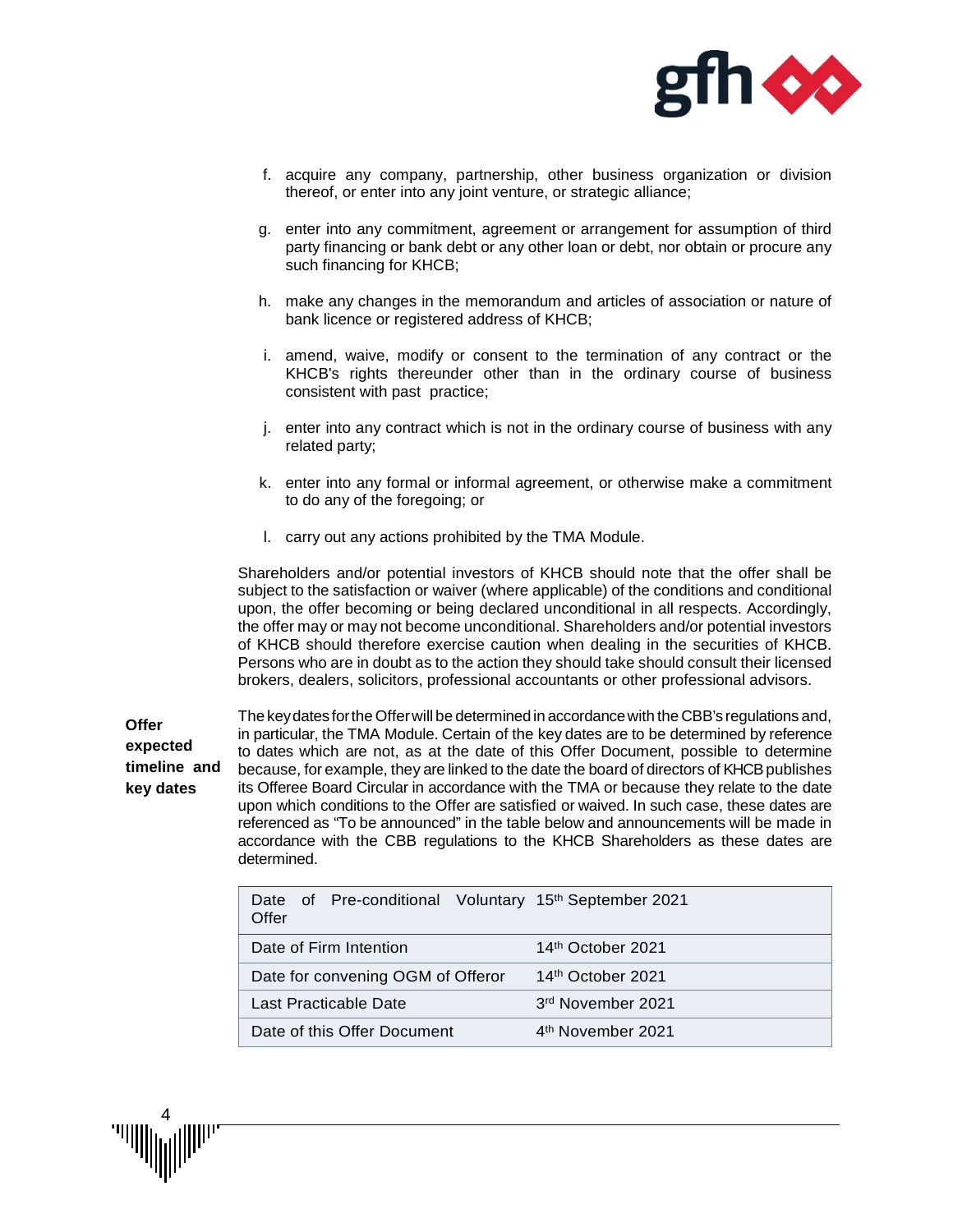f. acquire any company, partnership, other business organization or division thereof, or enter into any joint venture, or strategic alliance;

g. enter into any commitment, agreement or arrangement for assumption of third party financing or bank debt or any other loan or debt, nor obtain or procure any such financing for KHCB;

h. make any changes in the memorandum and articles of association or nature of bank licence or registered address of KHCB;

i. amend, waive, modify or consent to the termination of any contract or the KHCB's rights thereunder other than in the ordinary course of business consistent with past practice;

j. enter into any contract which is not in the ordinary course of business with any related party;

k. enter into any formal or informal agreement, or otherwise make a commitment to do any of the foregoing; or

l. carry out any actions prohibited by the TMA Module.

Shareholders and/or potential investors of KHCB should note that the offer shall be subject to the satisfaction or waiver (where applicable) of the conditions and conditional upon, the offer becoming or being declared unconditional in all respects. Accordingly, the offer may or may not become unconditional. Shareholders and/or potential investors of KHCB should therefore exercise caution when dealing in the securities of KHCB. Persons who are in doubt as to the action they should take should consult their licensed brokers, dealers, solicitors, professional accountants or other professional advisors.

**Offer expected timeline and key dates**

The key dates for the Offer will be determined in accordance with the CBB's regulations and, in particular, the TMA Module. Certain of the key dates are to be determined by reference to dates which are not, as at the date of this Offer Document, possible to determine because, for example, they are linked to the date the board of directors of KHCB publishes its Offeree Board Circular in accordance with the TMA or because they relate to the date upon which conditions to the Offer are satisfied or waived. In such case, these dates are referenced as "To be announced" in the table below and announcements will be made in accordance with the CBB regulations to the KHCB Shareholders as these dates are determined.

| | |
|---|---|
| Date of Pre-conditional Voluntary Offer | 15th September 2021 |
| Date of Firm Intention | 14th October 2021 |
| Date for convening OGM of Offeror | 14th October 2021 |
| Last Practicable Date | 3rd November 2021 |
| Date of this Offer Document | 4th November 2021 |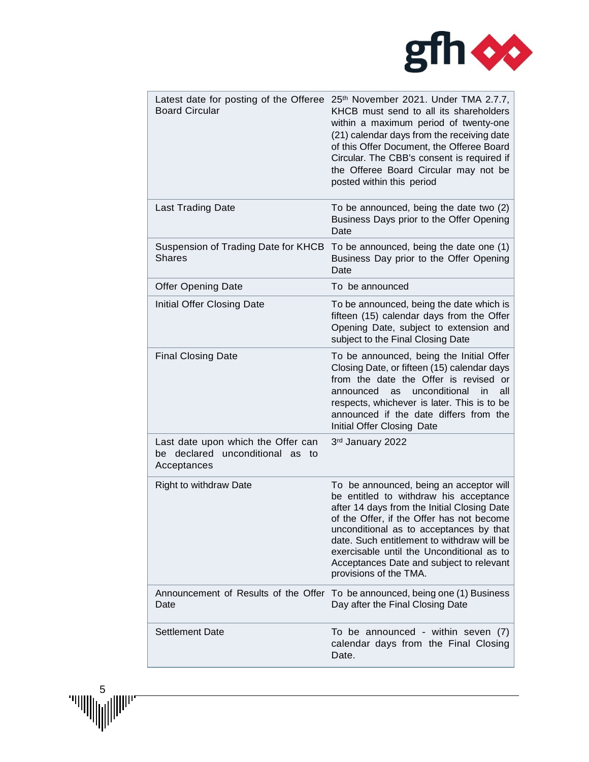| | |
|---|---|
| Latest date for posting of the Offeree Board Circular | 25th November 2021. Under TMA 2.7.7, KHCB must send to all its shareholders within a maximum period of twenty-one (21) calendar days from the receiving date of this Offer Document, the Offeree Board Circular. The CBB's consent is required if the Offeree Board Circular may not be posted within this period |
| Last Trading Date | To be announced, being the date two (2) Business Days prior to the Offer Opening Date |
| Suspension of Trading Date for KHCB Shares | To be announced, being the date one (1) Business Day prior to the Offer Opening Date |
| Offer Opening Date | To be announced |
| Initial Offer Closing Date | To be announced, being the date which is fifteen (15) calendar days from the Offer Opening Date, subject to extension and subject to the Final Closing Date |
| Final Closing Date | To be announced, being the Initial Offer Closing Date, or fifteen (15) calendar days from the date the Offer is revised or announced as unconditional in all respects, whichever is later. This is to be announced if the date differs from the Initial Offer Closing Date |
| Last date upon which the Offer can be declared unconditional as to Acceptances | 3rd January 2022 |
| Right to withdraw Date | To be announced, being an acceptor will be entitled to withdraw his acceptance after 14 days from the Initial Closing Date of the Offer, if the Offer has not become unconditional as to acceptances by that date. Such entitlement to withdraw will be exercisable until the Unconditional as to Acceptances Date and subject to relevant provisions of the TMA. |
| Announcement of Results of the Offer Date | To be announced, being one (1) Business Day after the Final Closing Date |
| Settlement Date | To be announced - within seven (7) calendar days from the Final Closing Date. |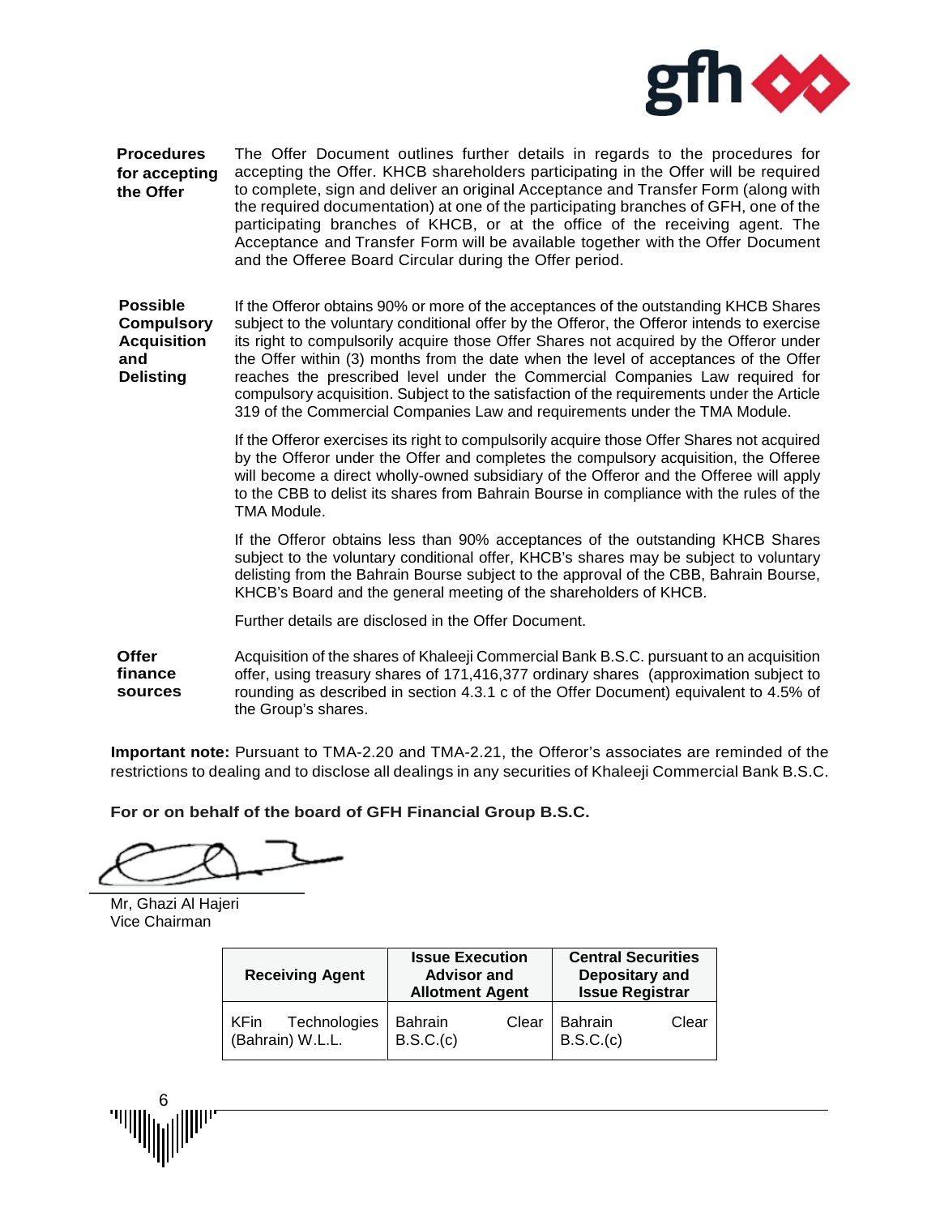| | |
|---|---|
| **Procedures for accepting the Offer** | The Offer Document outlines further details in regards to the procedures for accepting the Offer. KHCB shareholders participating in the Offer will be required to complete, sign and deliver an original Acceptance and Transfer Form (along with the required documentation) at one of the participating branches of GFH, one of the participating branches of KHCB, or at the office of the receiving agent. The Acceptance and Transfer Form will be available together with the Offer Document and the Offeree Board Circular during the Offer period. |
| **Possible Compulsory Acquisition and Delisting** | If the Offeror obtains 90% or more of the acceptances of the outstanding KHCB Shares subject to the voluntary conditional offer by the Offeror, the Offeror intends to exercise its right to compulsorily acquire those Offer Shares not acquired by the Offeror under the Offer within (3) months from the date when the level of acceptances of the Offer reaches the prescribed level under the Commercial Companies Law required for compulsory acquisition. Subject to the satisfaction of the requirements under the Article 319 of the Commercial Companies Law and requirements under the TMA Module.<br><br>If the Offeror exercises its right to compulsorily acquire those Offer Shares not acquired by the Offeror under the Offer and completes the compulsory acquisition, the Offeree will become a direct wholly-owned subsidiary of the Offeror and the Offeree will apply to the CBB to delist its shares from Bahrain Bourse in compliance with the rules of the TMA Module.<br><br>If the Offeror obtains less than 90% acceptances of the outstanding KHCB Shares subject to the voluntary conditional offer, KHCB's shares may be subject to voluntary delisting from the Bahrain Bourse subject to the approval of the CBB, Bahrain Bourse, KHCB's Board and the general meeting of the shareholders of KHCB.<br><br>Further details are disclosed in the Offer Document. |
| **Offer finance sources** | Acquisition of the shares of Khaleeji Commercial Bank B.S.C. pursuant to an acquisition offer, using treasury shares of 171,416,377 ordinary shares (approximation subject to rounding as described in section 4.3.1 c of the Offer Document) equivalent to 4.5% of the Group's shares. |

**Important note:** Pursuant to TMA-2.20 and TMA-2.21, the Offeror's associates are reminded of the restrictions to dealing and to disclose all dealings in any securities of Khaleeji Commercial Bank B.S.C.

**For or on behalf of the board of GFH Financial Group B.S.C.**

Mr, Ghazi Al Hajeri
Vice Chairman

| Receiving Agent | Issue Execution Advisor and Allotment Agent | Central Securities Depositary and Issue Registrar |
|---|---|---|
| KFin Technologies (Bahrain) W.L.L. | Bahrain Clear B.S.C.(c) | Bahrain Clear B.S.C.(c) |